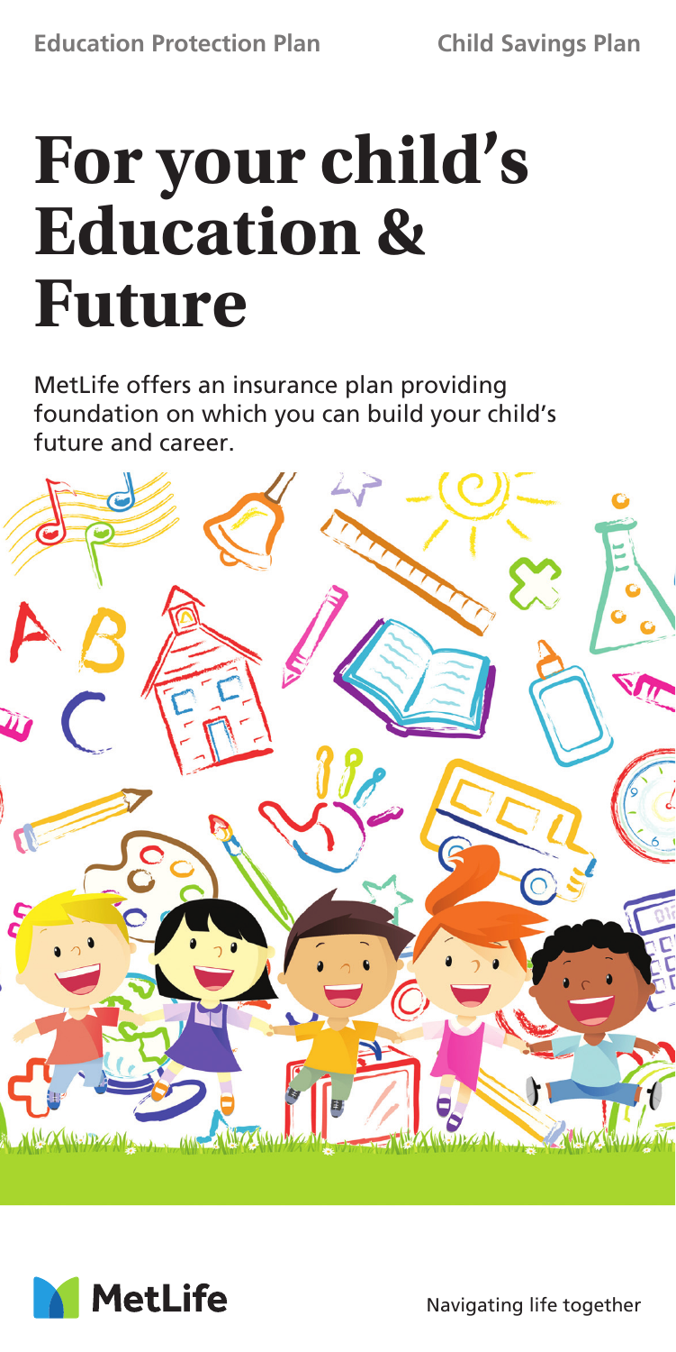**Education Protection Plan** **Child Savings Plan**

# For your child's Education & Future

MetLife offers an insurance plan providing foundation on which you can build your child's future and career.

MetLife

Navigating life together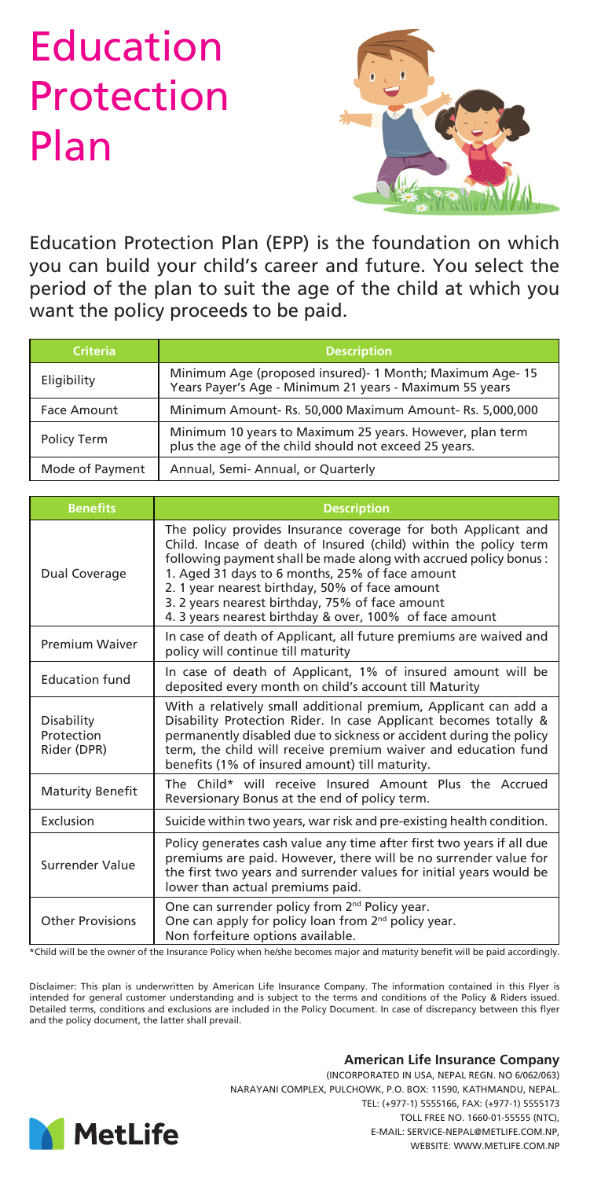# Education Protection Plan

Education Protection Plan (EPP) is the foundation on which you can build your child's career and future. You select the period of the plan to suit the age of the child at which you want the policy proceeds to be paid.

| Criteria | Description |
|---|---|
| Eligibility | Minimum Age (proposed insured)- 1 Month; Maximum Age- 15 Years Payer's Age - Minimum 21 years - Maximum 55 years |
| Face Amount | Minimum Amount- Rs. 50,000 Maximum Amount- Rs. 5,000,000 |
| Policy Term | Minimum 10 years to Maximum 25 years. However, plan term plus the age of the child should not exceed 25 years. |
| Mode of Payment | Annual, Semi- Annual, or Quarterly |

| Benefits | Description |
|---|---|
| Dual Coverage | The policy provides Insurance coverage for both Applicant and Child. Incase of death of Insured (child) within the policy term following payment shall be made along with accrued policy bonus : 1. Aged 31 days to 6 months, 25% of face amount 2. 1 year nearest birthday, 50% of face amount 3. 2 years nearest birthday, 75% of face amount 4. 3 years nearest birthday & over, 100% of face amount |
| Premium Waiver | In case of death of Applicant, all future premiums are waived and policy will continue till maturity |
| Education fund | In case of death of Applicant, 1% of insured amount will be deposited every month on child's account till Maturity |
| Disability Protection Rider (DPR) | With a relatively small additional premium, Applicant can add a Disability Protection Rider. In case Applicant becomes totally & permanently disabled due to sickness or accident during the policy term, the child will receive premium waiver and education fund benefits (1% of insured amount) till maturity. |
| Maturity Benefit | The Child* will receive Insured Amount Plus the Accrued Reversionary Bonus at the end of policy term. |
| Exclusion | Suicide within two years, war risk and pre-existing health condition. |
| Surrender Value | Policy generates cash value any time after first two years if all due premiums are paid. However, there will be no surrender value for the first two years and surrender values for initial years would be lower than actual premiums paid. |
| Other Provisions | One can surrender policy from 2nd Policy year. One can apply for policy loan from 2nd policy year. Non forfeiture options available. |

*Child will be the owner of the Insurance Policy when he/she becomes major and maturity benefit will be paid accordingly.

Disclaimer: This plan is underwritten by American Life Insurance Company. The information contained in this Flyer is intended for general customer understanding and is subject to the terms and conditions of the Policy & Riders issued. Detailed terms, conditions and exclusions are included in the Policy Document. In case of discrepancy between this flyer and the policy document, the latter shall prevail.

**American Life Insurance Company**

(INCORPORATED IN USA, NEPAL REGN. NO 6/062/063)
NARAYANI COMPLEX, PULCHOWK, P.O. BOX: 11590, KATHMANDU, NEPAL.
TEL: (+977-1) 5555166, FAX: (+977-1) 5555173
TOLL FREE NO. 1660-01-55555 (NTC),
E-MAIL: SERVICE-NEPAL@METLIFE.COM.NP,
WEBSITE: WWW.METLIFE.COM.NP

MetLife